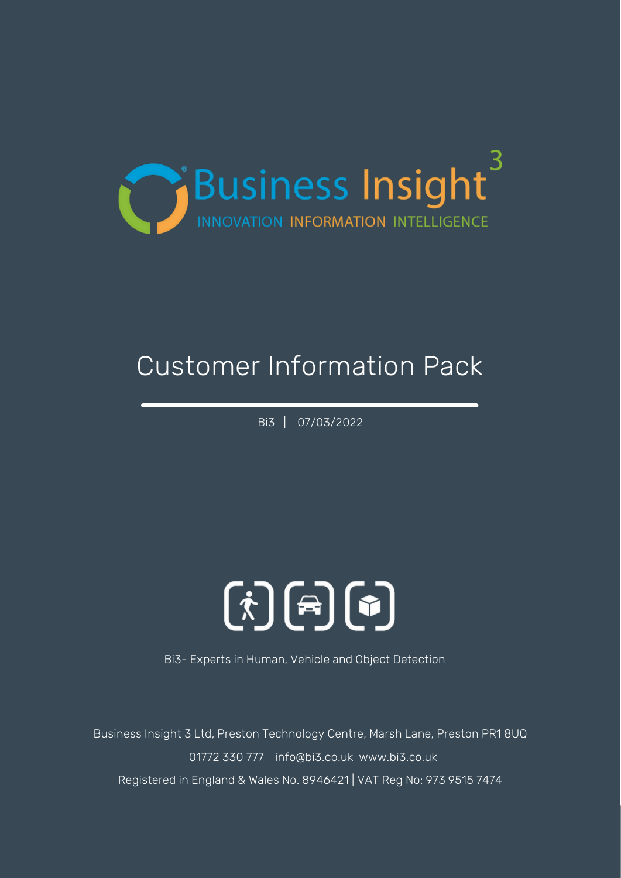Business Insight[3]

INNOVATION INFORMATION INTELLIGENCE

# Customer Information Pack

Bi3 | 07/03/2022

Bi3- Experts in Human, Vehicle and Object Detection

Business Insight 3 Ltd, Preston Technology Centre, Marsh Lane, Preston PR1 8UQ

01772 330 777 info@bi3.co.uk www.bi3.co.uk

Registered in England & Wales No. 8946421 | VAT Reg No: 973 9515 7474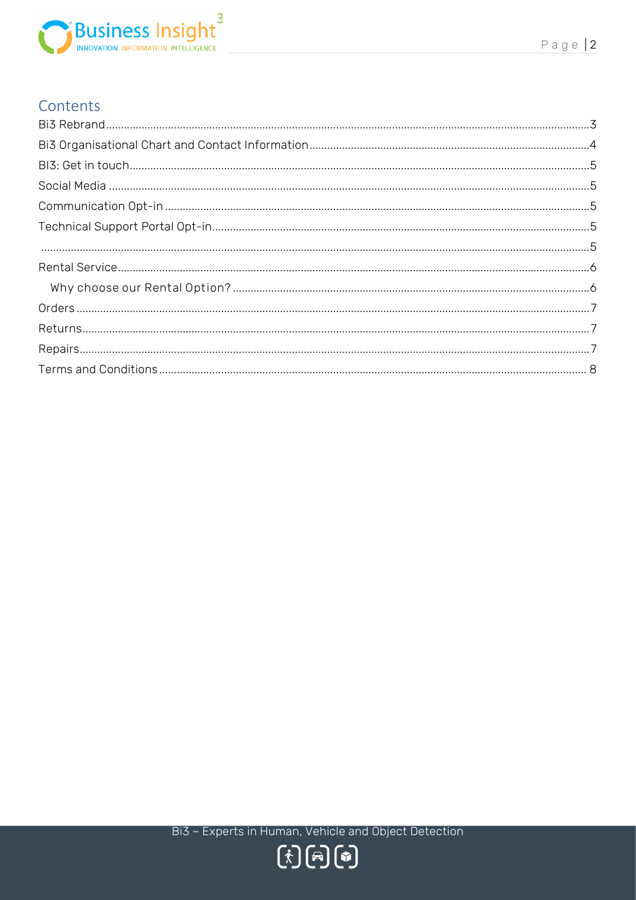## Contents

| | |
|---|---|
| Bi3 Rebrand | 3 |
| Bi3 Organisational Chart and Contact Information | 4 |
| BI3: Get in touch | 5 |
| Social Media | 5 |
| Communication Opt-in | 5 |
| Technical Support Portal Opt-in | 5 |
| | 5 |
| Rental Service | 6 |
| Why choose our Rental Option? | 6 |
| Orders | 7 |
| Returns | 7 |
| Repairs | 7 |
| Terms and Conditions | 8 |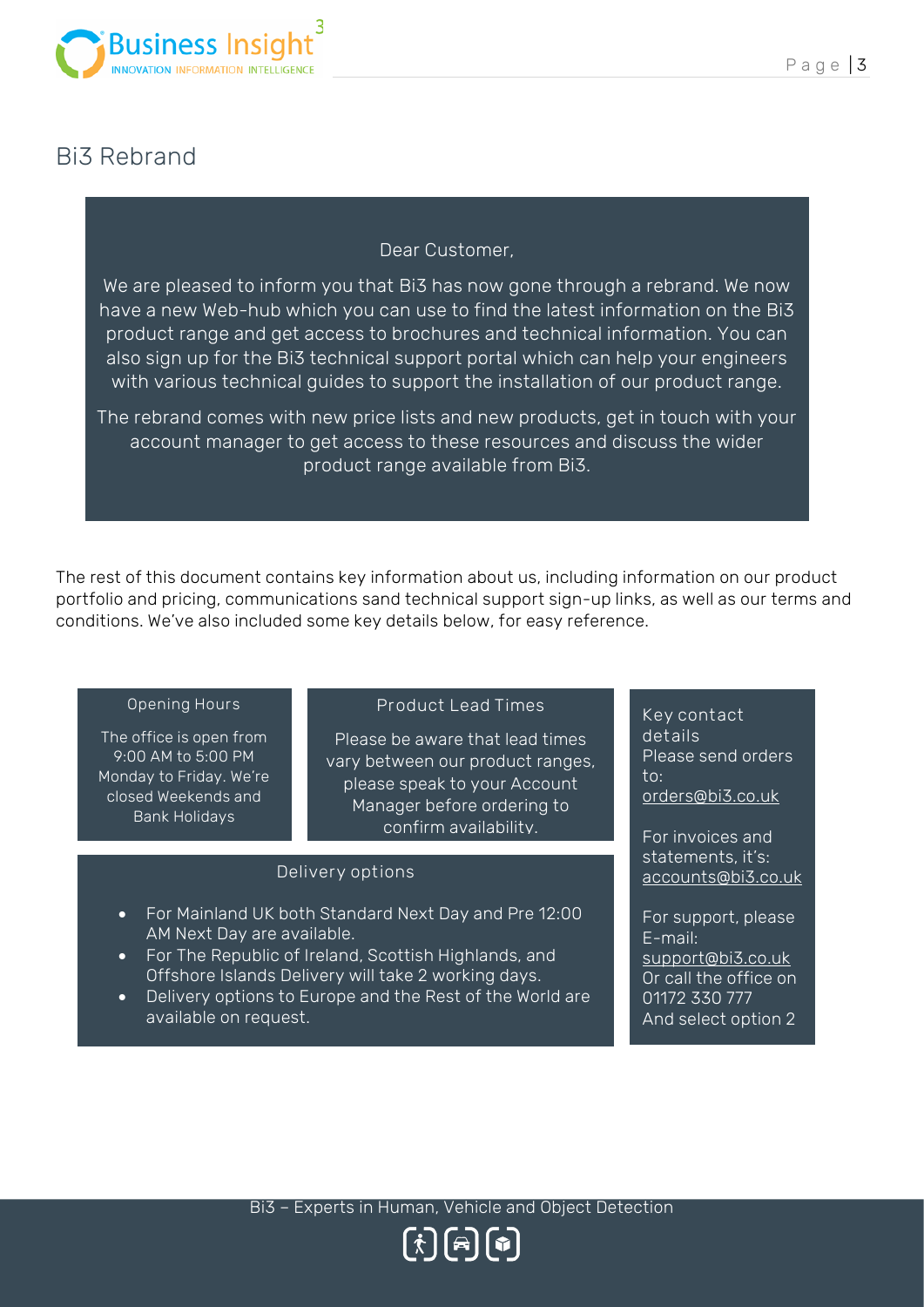# Bi3 Rebrand

Dear Customer,

We are pleased to inform you that Bi3 has now gone through a rebrand. We now have a new Web-hub which you can use to find the latest information on the Bi3 product range and get access to brochures and technical information. You can also sign up for the Bi3 technical support portal which can help your engineers with various technical guides to support the installation of our product range.

The rebrand comes with new price lists and new products, get in touch with your account manager to get access to these resources and discuss the wider product range available from Bi3.

The rest of this document contains key information about us, including information on our product portfolio and pricing, communications sand technical support sign-up links, as well as our terms and conditions. We've also included some key details below, for easy reference.

### Opening Hours

The office is open from 9:00 AM to 5:00 PM Monday to Friday. We're closed Weekends and Bank Holidays

### Product Lead Times

Please be aware that lead times vary between our product ranges, please speak to your Account Manager before ordering to confirm availability.

### Delivery options

- For Mainland UK both Standard Next Day and Pre 12:00 AM Next Day are available.
- For The Republic of Ireland, Scottish Highlands, and Offshore Islands Delivery will take 2 working days.
- Delivery options to Europe and the Rest of the World are available on request.

### Key contact details

Please send orders to: orders@bi3.co.uk

For invoices and statements, it's: accounts@bi3.co.uk

For support, please E-mail: support@bi3.co.uk
Or call the office on 01172 330 777
And select option 2

Bi3 – Experts in Human, Vehicle and Object Detection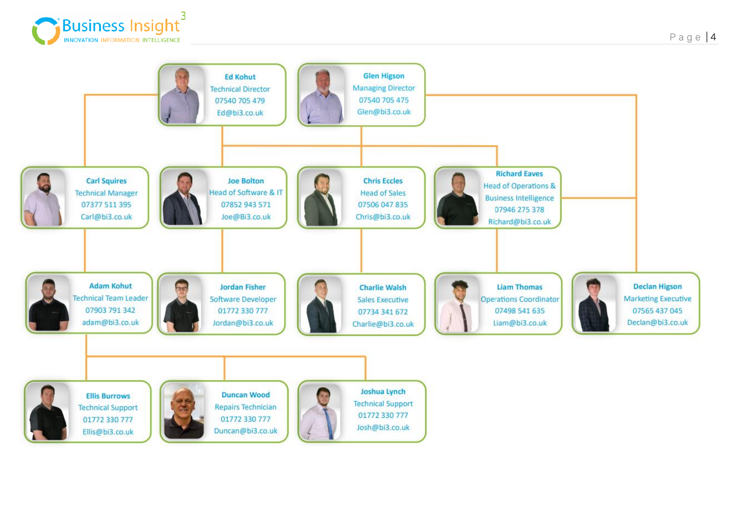**Ed Kohut**
Technical Director
07540 705 479
Ed@bi3.co.uk

**Glen Higson**
Managing Director
07540 705 475
Glen@bi3.co.uk

**Carl Squires**
Technical Manager
07377 511 395
Carl@bi3.co.uk

**Joe Bolton**
Head of Software & IT
07852 943 571
Joe@Bi3.co.uk

**Chris Eccles**
Head of Sales
07506 047 835
Chris@bi3.co.uk

**Richard Eaves**
Head of Operations & Business Intelligence
07946 275 378
Richard@bi3.co.uk

**Adam Kohut**
Technical Team Leader
07903 791 342
adam@bi3.co.uk

**Jordan Fisher**
Software Developer
01772 330 777
Jordan@bi3.co.uk

**Charlie Walsh**
Sales Executive
07734 341 672
Charlie@bi3.co.uk

**Liam Thomas**
Operations Coordinator
07498 541 635
Liam@bi3.co.uk

**Declan Higson**
Marketing Executive
07565 437 045
Declan@bi3.co.uk

**Ellis Burrows**
Technical Support
01772 330 777
Ellis@bi3.co.uk

**Duncan Wood**
Repairs Technician
01772 330 777
Duncan@bi3.co.uk

**Joshua Lynch**
Technical Support
01772 330 777
Josh@bi3.co.uk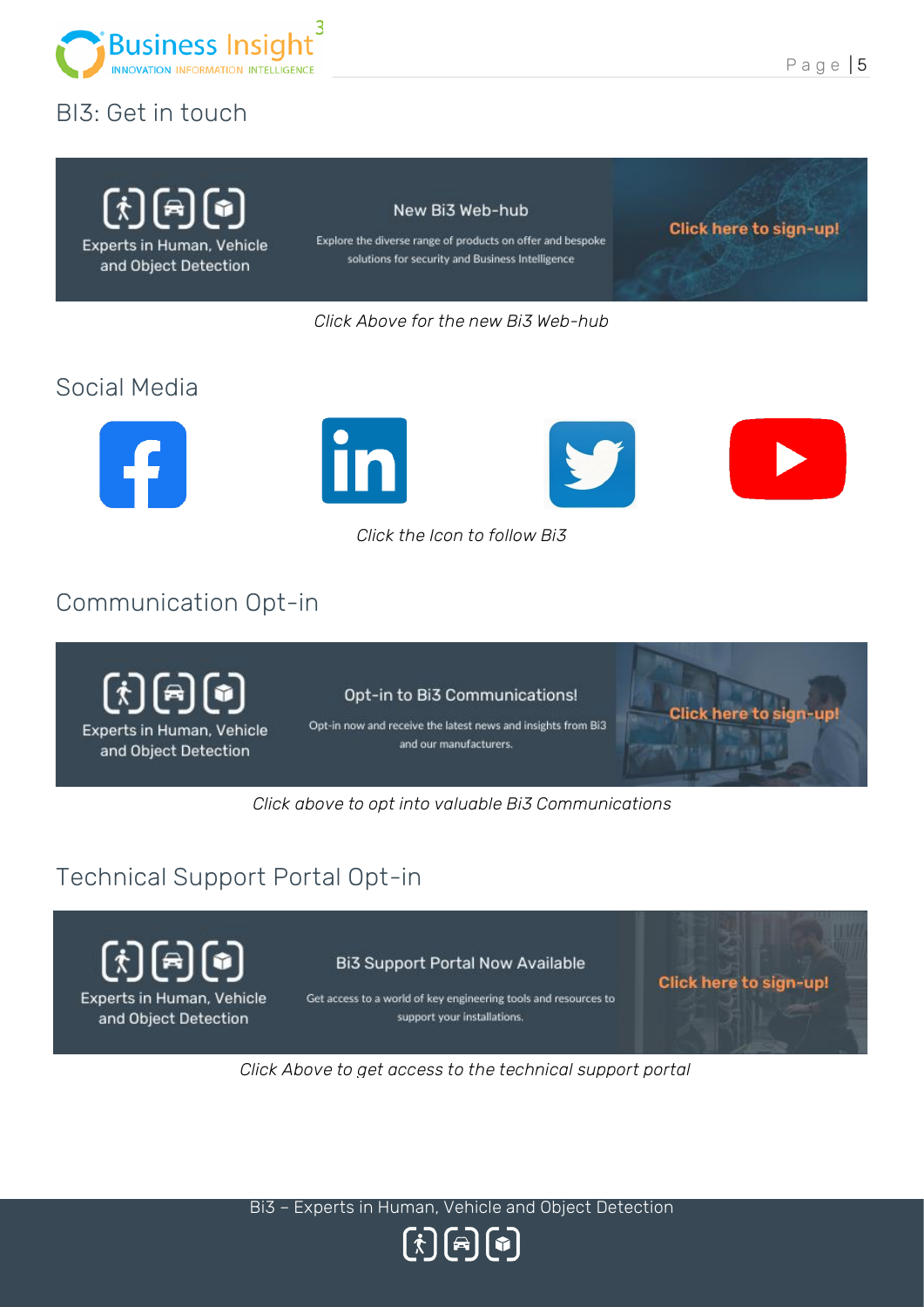# BI3: Get in touch

Experts in Human, Vehicle and Object Detection

New Bi3 Web-hub

Explore the diverse range of products on offer and bespoke solutions for security and Business Intelligence

Click here to sign-up!

*Click Above for the new Bi3 Web-hub*

## Social Media

*Click the Icon to follow Bi3*

## Communication Opt-in

Experts in Human, Vehicle and Object Detection

Opt-in to Bi3 Communications!

Opt-in now and receive the latest news and insights from Bi3 and our manufacturers.

Click here to sign-up!

*Click above to opt into valuable Bi3 Communications*

## Technical Support Portal Opt-in

Experts in Human, Vehicle and Object Detection

Bi3 Support Portal Now Available

Get access to a world of key engineering tools and resources to support your installations.

Click here to sign-up!

*Click Above to get access to the technical support portal*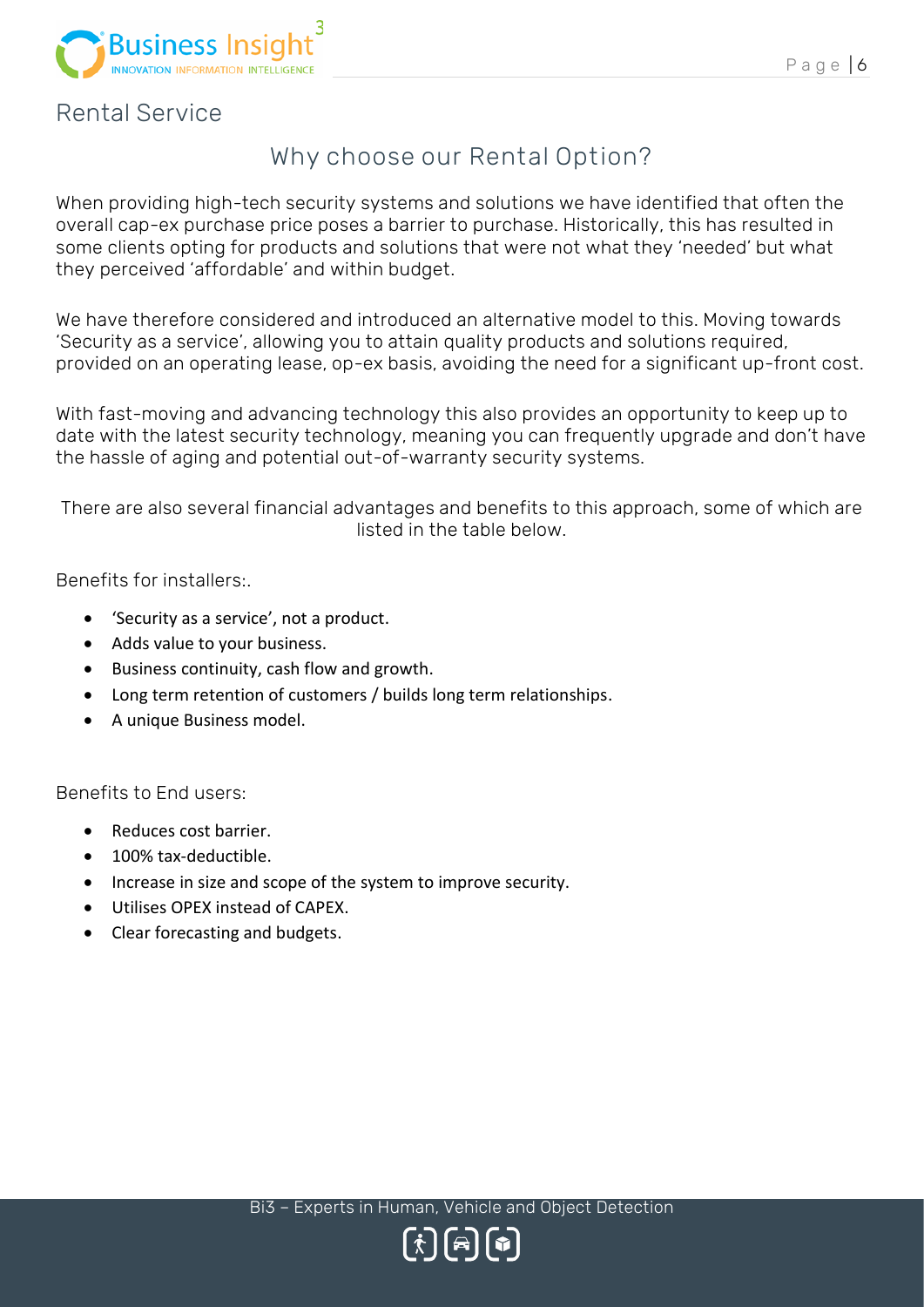# Rental Service

## Why choose our Rental Option?

When providing high-tech security systems and solutions we have identified that often the overall cap-ex purchase price poses a barrier to purchase. Historically, this has resulted in some clients opting for products and solutions that were not what they 'needed' but what they perceived 'affordable' and within budget.

We have therefore considered and introduced an alternative model to this. Moving towards 'Security as a service', allowing you to attain quality products and solutions required, provided on an operating lease, op-ex basis, avoiding the need for a significant up-front cost.

With fast-moving and advancing technology this also provides an opportunity to keep up to date with the latest security technology, meaning you can frequently upgrade and don't have the hassle of aging and potential out-of-warranty security systems.

There are also several financial advantages and benefits to this approach, some of which are listed in the table below.

Benefits for installers:.

- 'Security as a service', not a product.
- Adds value to your business.
- Business continuity, cash flow and growth.
- Long term retention of customers / builds long term relationships.
- A unique Business model.

Benefits to End users:

- Reduces cost barrier.
- 100% tax-deductible.
- Increase in size and scope of the system to improve security.
- Utilises OPEX instead of CAPEX.
- Clear forecasting and budgets.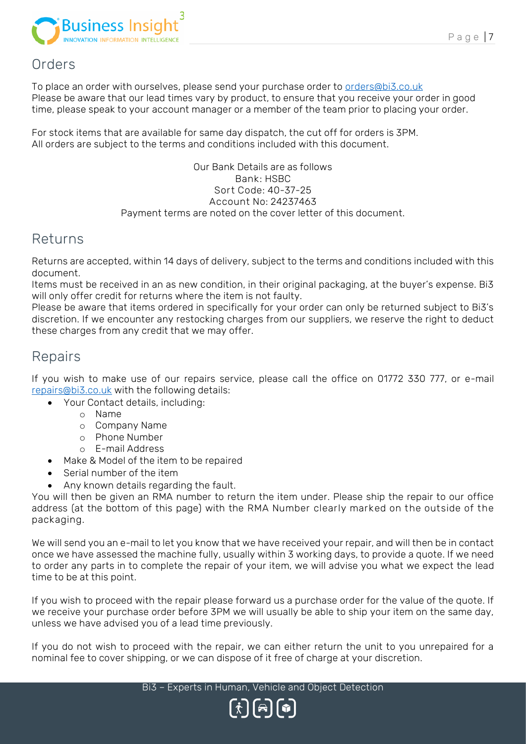## Orders

To place an order with ourselves, please send your purchase order to orders@bi3.co.uk
Please be aware that our lead times vary by product, to ensure that you receive your order in good time, please speak to your account manager or a member of the team prior to placing your order.

For stock items that are available for same day dispatch, the cut off for orders is 3PM.
All orders are subject to the terms and conditions included with this document.

Our Bank Details are as follows
Bank: HSBC
Sort Code: 40-37-25
Account No: 24237463
Payment terms are noted on the cover letter of this document.

## Returns

Returns are accepted, within 14 days of delivery, subject to the terms and conditions included with this document.
Items must be received in an as new condition, in their original packaging, at the buyer's expense. Bi3 will only offer credit for returns where the item is not faulty.
Please be aware that items ordered in specifically for your order can only be returned subject to Bi3's discretion. If we encounter any restocking charges from our suppliers, we reserve the right to deduct these charges from any credit that we may offer.

## Repairs

If you wish to make use of our repairs service, please call the office on 01772 330 777, or e-mail repairs@bi3.co.uk with the following details:

- Your Contact details, including:
  - Name
  - Company Name
  - Phone Number
  - E-mail Address
- Make & Model of the item to be repaired
- Serial number of the item
- Any known details regarding the fault.

You will then be given an RMA number to return the item under. Please ship the repair to our office address (at the bottom of this page) with the RMA Number clearly marked on the outside of the packaging.

We will send you an e-mail to let you know that we have received your repair, and will then be in contact once we have assessed the machine fully, usually within 3 working days, to provide a quote. If we need to order any parts in to complete the repair of your item, we will advise you what we expect the lead time to be at this point.

If you wish to proceed with the repair please forward us a purchase order for the value of the quote. If we receive your purchase order before 3PM we will usually be able to ship your item on the same day, unless we have advised you of a lead time previously.

If you do not wish to proceed with the repair, we can either return the unit to you unrepaired for a nominal fee to cover shipping, or we can dispose of it free of charge at your discretion.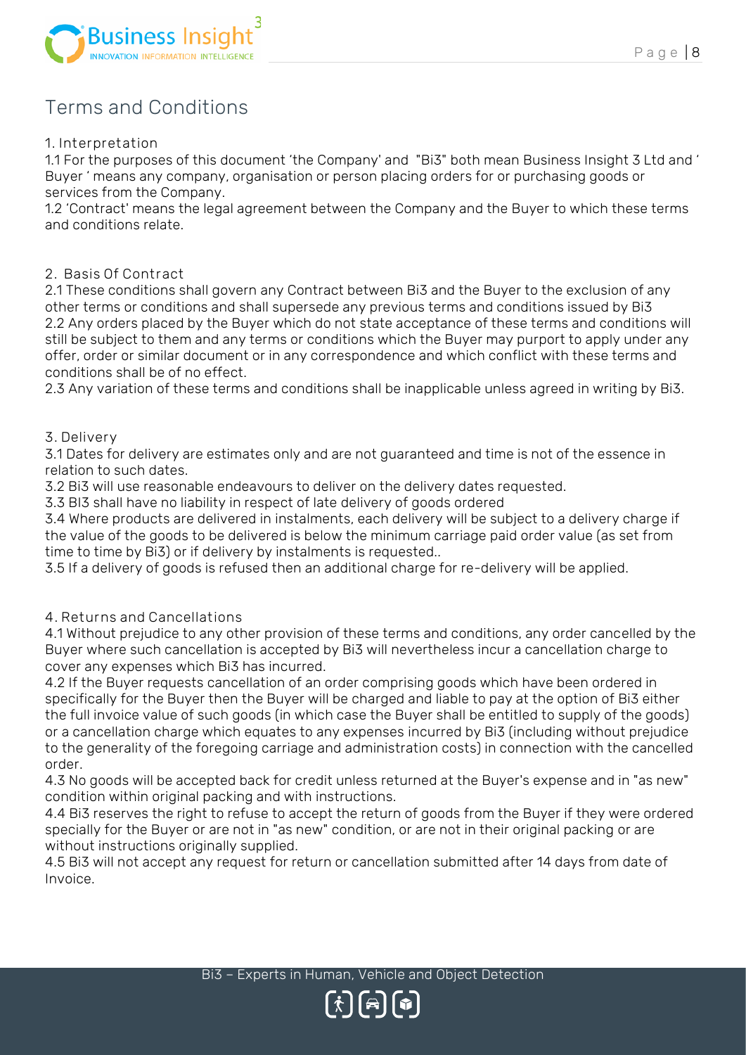# Terms and Conditions

## 1. Interpretation

1.1 For the purposes of this document 'the Company' and "Bi3" both mean Business Insight 3 Ltd and ' Buyer ' means any company, organisation or person placing orders for or purchasing goods or services from the Company.

1.2 'Contract' means the legal agreement between the Company and the Buyer to which these terms and conditions relate.

## 2. Basis Of Contract

2.1 These conditions shall govern any Contract between Bi3 and the Buyer to the exclusion of any other terms or conditions and shall supersede any previous terms and conditions issued by Bi3

2.2 Any orders placed by the Buyer which do not state acceptance of these terms and conditions will still be subject to them and any terms or conditions which the Buyer may purport to apply under any offer, order or similar document or in any correspondence and which conflict with these terms and conditions shall be of no effect.

2.3 Any variation of these terms and conditions shall be inapplicable unless agreed in writing by Bi3.

## 3. Delivery

3.1 Dates for delivery are estimates only and are not guaranteed and time is not of the essence in relation to such dates.

3.2 Bi3 will use reasonable endeavours to deliver on the delivery dates requested.

3.3 BI3 shall have no liability in respect of late delivery of goods ordered

3.4 Where products are delivered in instalments, each delivery will be subject to a delivery charge if the value of the goods to be delivered is below the minimum carriage paid order value (as set from time to time by Bi3) or if delivery by instalments is requested..

3.5 If a delivery of goods is refused then an additional charge for re-delivery will be applied.

## 4. Returns and Cancellations

4.1 Without prejudice to any other provision of these terms and conditions, any order cancelled by the Buyer where such cancellation is accepted by Bi3 will nevertheless incur a cancellation charge to cover any expenses which Bi3 has incurred.

4.2 If the Buyer requests cancellation of an order comprising goods which have been ordered in specifically for the Buyer then the Buyer will be charged and liable to pay at the option of Bi3 either the full invoice value of such goods (in which case the Buyer shall be entitled to supply of the goods) or a cancellation charge which equates to any expenses incurred by Bi3 (including without prejudice to the generality of the foregoing carriage and administration costs) in connection with the cancelled order.

4.3 No goods will be accepted back for credit unless returned at the Buyer's expense and in "as new" condition within original packing and with instructions.

4.4 Bi3 reserves the right to refuse to accept the return of goods from the Buyer if they were ordered specially for the Buyer or are not in "as new" condition, or are not in their original packing or are without instructions originally supplied.

4.5 Bi3 will not accept any request for return or cancellation submitted after 14 days from date of Invoice.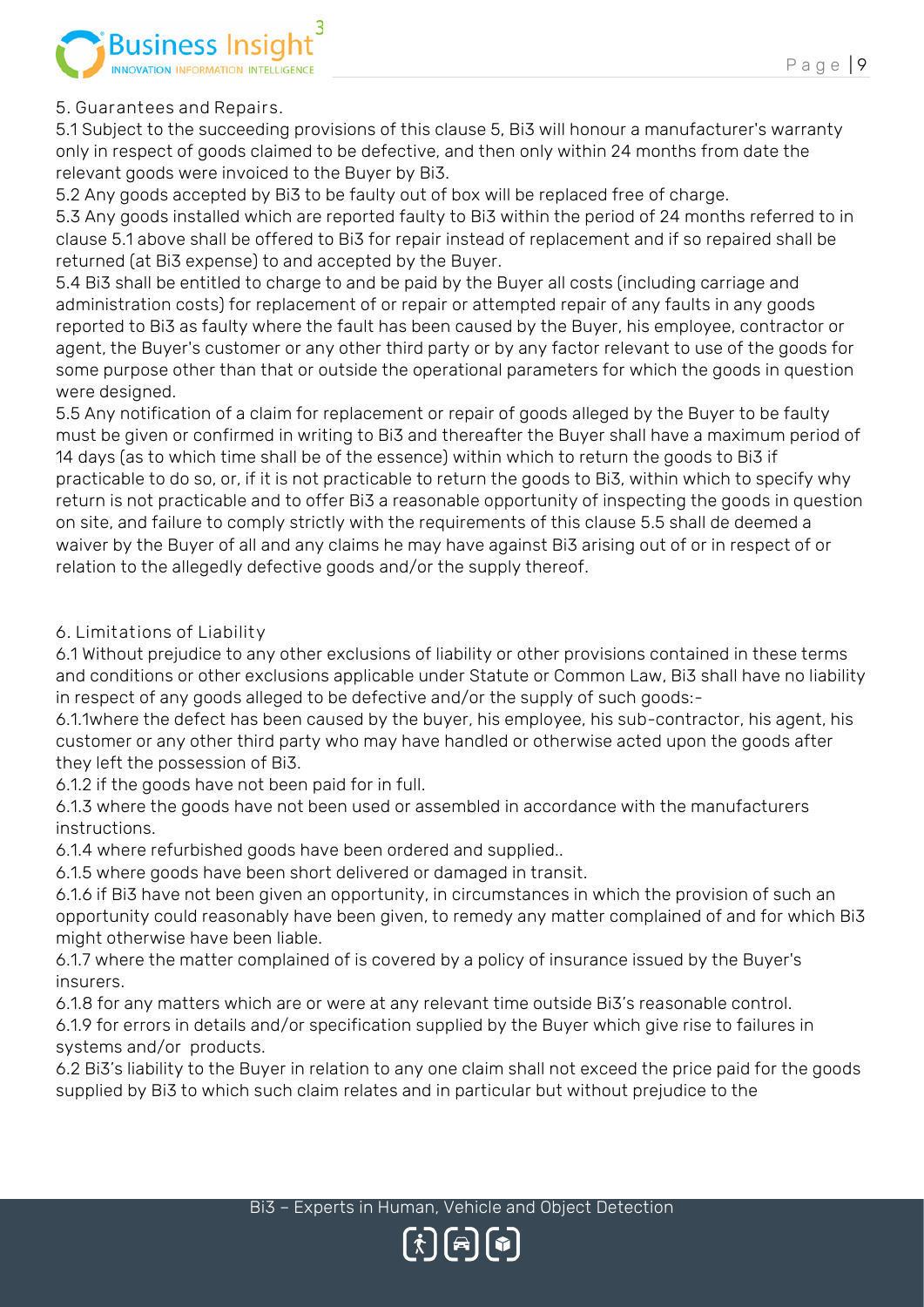## 5. Guarantees and Repairs.

5.1 Subject to the succeeding provisions of this clause 5, Bi3 will honour a manufacturer's warranty only in respect of goods claimed to be defective, and then only within 24 months from date the relevant goods were invoiced to the Buyer by Bi3.

5.2 Any goods accepted by Bi3 to be faulty out of box will be replaced free of charge.

5.3 Any goods installed which are reported faulty to Bi3 within the period of 24 months referred to in clause 5.1 above shall be offered to Bi3 for repair instead of replacement and if so repaired shall be returned (at Bi3 expense) to and accepted by the Buyer.

5.4 Bi3 shall be entitled to charge to and be paid by the Buyer all costs (including carriage and administration costs) for replacement of or repair or attempted repair of any faults in any goods reported to Bi3 as faulty where the fault has been caused by the Buyer, his employee, contractor or agent, the Buyer's customer or any other third party or by any factor relevant to use of the goods for some purpose other than that or outside the operational parameters for which the goods in question were designed.

5.5 Any notification of a claim for replacement or repair of goods alleged by the Buyer to be faulty must be given or confirmed in writing to Bi3 and thereafter the Buyer shall have a maximum period of 14 days (as to which time shall be of the essence) within which to return the goods to Bi3 if practicable to do so, or, if it is not practicable to return the goods to Bi3, within which to specify why return is not practicable and to offer Bi3 a reasonable opportunity of inspecting the goods in question on site, and failure to comply strictly with the requirements of this clause 5.5 shall de deemed a waiver by the Buyer of all and any claims he may have against Bi3 arising out of or in respect of or relation to the allegedly defective goods and/or the supply thereof.

## 6. Limitations of Liability

6.1 Without prejudice to any other exclusions of liability or other provisions contained in these terms and conditions or other exclusions applicable under Statute or Common Law, Bi3 shall have no liability in respect of any goods alleged to be defective and/or the supply of such goods:-

6.1.1where the defect has been caused by the buyer, his employee, his sub-contractor, his agent, his customer or any other third party who may have handled or otherwise acted upon the goods after they left the possession of Bi3.

6.1.2 if the goods have not been paid for in full.

6.1.3 where the goods have not been used or assembled in accordance with the manufacturers instructions.

6.1.4 where refurbished goods have been ordered and supplied..

6.1.5 where goods have been short delivered or damaged in transit.

6.1.6 if Bi3 have not been given an opportunity, in circumstances in which the provision of such an opportunity could reasonably have been given, to remedy any matter complained of and for which Bi3 might otherwise have been liable.

6.1.7 where the matter complained of is covered by a policy of insurance issued by the Buyer's insurers.

6.1.8 for any matters which are or were at any relevant time outside Bi3's reasonable control.

6.1.9 for errors in details and/or specification supplied by the Buyer which give rise to failures in systems and/or products.

6.2 Bi3's liability to the Buyer in relation to any one claim shall not exceed the price paid for the goods supplied by Bi3 to which such claim relates and in particular but without prejudice to the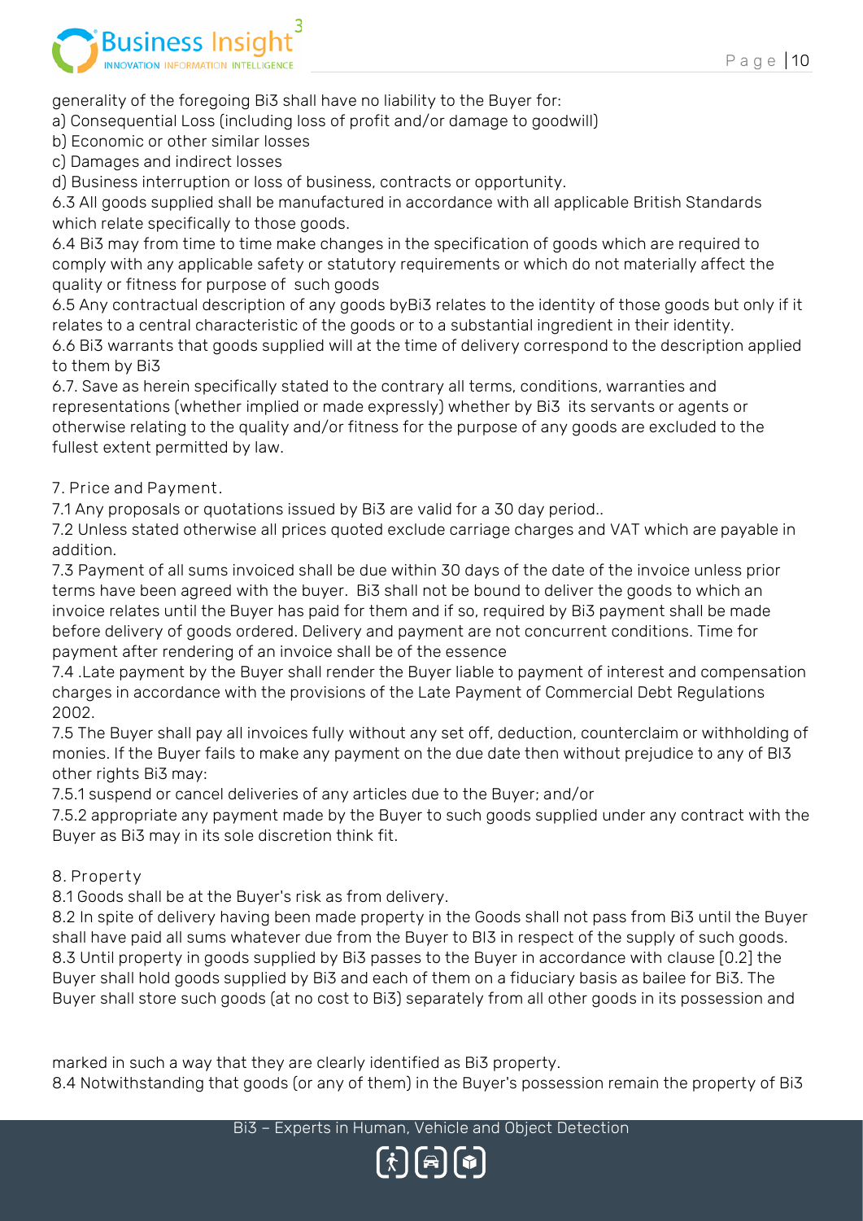generality of the foregoing Bi3 shall have no liability to the Buyer for:

a) Consequential Loss (including loss of profit and/or damage to goodwill)

b) Economic or other similar losses

c) Damages and indirect losses

d) Business interruption or loss of business, contracts or opportunity.

6.3 All goods supplied shall be manufactured in accordance with all applicable British Standards which relate specifically to those goods.

6.4 Bi3 may from time to time make changes in the specification of goods which are required to comply with any applicable safety or statutory requirements or which do not materially affect the quality or fitness for purpose of such goods

6.5 Any contractual description of any goods byBi3 relates to the identity of those goods but only if it relates to a central characteristic of the goods or to a substantial ingredient in their identity.

6.6 Bi3 warrants that goods supplied will at the time of delivery correspond to the description applied to them by Bi3

6.7. Save as herein specifically stated to the contrary all terms, conditions, warranties and representations (whether implied or made expressly) whether by Bi3 its servants or agents or otherwise relating to the quality and/or fitness for the purpose of any goods are excluded to the fullest extent permitted by law.

7. Price and Payment.

7.1 Any proposals or quotations issued by Bi3 are valid for a 30 day period..

7.2 Unless stated otherwise all prices quoted exclude carriage charges and VAT which are payable in addition.

7.3 Payment of all sums invoiced shall be due within 30 days of the date of the invoice unless prior terms have been agreed with the buyer. Bi3 shall not be bound to deliver the goods to which an invoice relates until the Buyer has paid for them and if so, required by Bi3 payment shall be made before delivery of goods ordered. Delivery and payment are not concurrent conditions. Time for payment after rendering of an invoice shall be of the essence

7.4 .Late payment by the Buyer shall render the Buyer liable to payment of interest and compensation charges in accordance with the provisions of the Late Payment of Commercial Debt Regulations 2002.

7.5 The Buyer shall pay all invoices fully without any set off, deduction, counterclaim or withholding of monies. If the Buyer fails to make any payment on the due date then without prejudice to any of BI3 other rights Bi3 may:

7.5.1 suspend or cancel deliveries of any articles due to the Buyer; and/or

7.5.2 appropriate any payment made by the Buyer to such goods supplied under any contract with the Buyer as Bi3 may in its sole discretion think fit.

8. Property

8.1 Goods shall be at the Buyer's risk as from delivery.

8.2 In spite of delivery having been made property in the Goods shall not pass from Bi3 until the Buyer shall have paid all sums whatever due from the Buyer to BI3 in respect of the supply of such goods.

8.3 Until property in goods supplied by Bi3 passes to the Buyer in accordance with clause [0.2] the Buyer shall hold goods supplied by Bi3 and each of them on a fiduciary basis as bailee for Bi3. The Buyer shall store such goods (at no cost to Bi3) separately from all other goods in its possession and marked in such a way that they are clearly identified as Bi3 property.

8.4 Notwithstanding that goods (or any of them) in the Buyer's possession remain the property of Bi3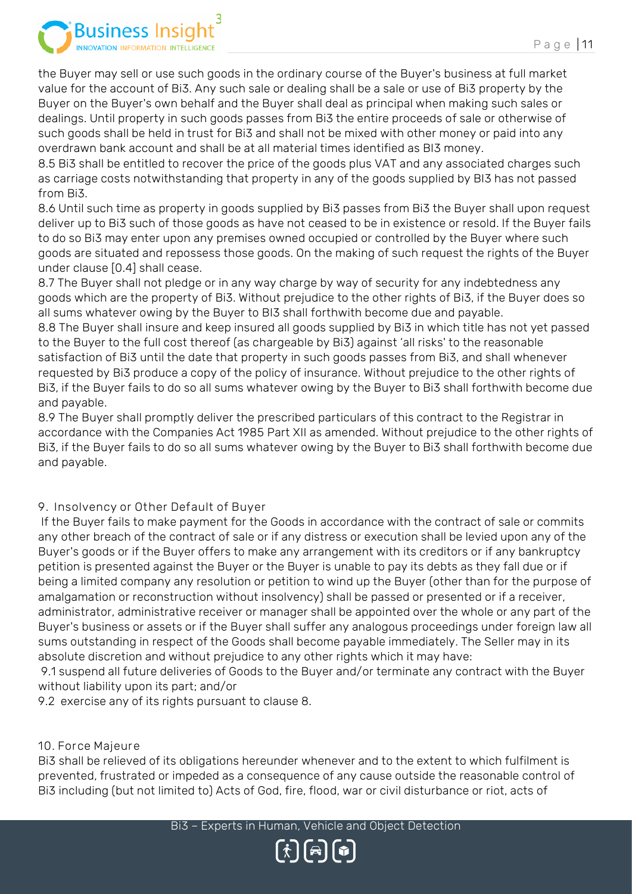the Buyer may sell or use such goods in the ordinary course of the Buyer's business at full market value for the account of Bi3. Any such sale or dealing shall be a sale or use of Bi3 property by the Buyer on the Buyer's own behalf and the Buyer shall deal as principal when making such sales or dealings. Until property in such goods passes from Bi3 the entire proceeds of sale or otherwise of such goods shall be held in trust for Bi3 and shall not be mixed with other money or paid into any overdrawn bank account and shall be at all material times identified as BI3 money.

8.5 Bi3 shall be entitled to recover the price of the goods plus VAT and any associated charges such as carriage costs notwithstanding that property in any of the goods supplied by BI3 has not passed from Bi3.

8.6 Until such time as property in goods supplied by Bi3 passes from Bi3 the Buyer shall upon request deliver up to Bi3 such of those goods as have not ceased to be in existence or resold. If the Buyer fails to do so Bi3 may enter upon any premises owned occupied or controlled by the Buyer where such goods are situated and repossess those goods. On the making of such request the rights of the Buyer under clause [0.4] shall cease.

8.7 The Buyer shall not pledge or in any way charge by way of security for any indebtedness any goods which are the property of Bi3. Without prejudice to the other rights of Bi3, if the Buyer does so all sums whatever owing by the Buyer to BI3 shall forthwith become due and payable.

8.8 The Buyer shall insure and keep insured all goods supplied by Bi3 in which title has not yet passed to the Buyer to the full cost thereof (as chargeable by Bi3) against 'all risks' to the reasonable satisfaction of Bi3 until the date that property in such goods passes from Bi3, and shall whenever requested by Bi3 produce a copy of the policy of insurance. Without prejudice to the other rights of Bi3, if the Buyer fails to do so all sums whatever owing by the Buyer to Bi3 shall forthwith become due and payable.

8.9 The Buyer shall promptly deliver the prescribed particulars of this contract to the Registrar in accordance with the Companies Act 1985 Part XII as amended. Without prejudice to the other rights of Bi3, if the Buyer fails to do so all sums whatever owing by the Buyer to Bi3 shall forthwith become due and payable.

## 9. Insolvency or Other Default of Buyer

If the Buyer fails to make payment for the Goods in accordance with the contract of sale or commits any other breach of the contract of sale or if any distress or execution shall be levied upon any of the Buyer's goods or if the Buyer offers to make any arrangement with its creditors or if any bankruptcy petition is presented against the Buyer or the Buyer is unable to pay its debts as they fall due or if being a limited company any resolution or petition to wind up the Buyer (other than for the purpose of amalgamation or reconstruction without insolvency) shall be passed or presented or if a receiver, administrator, administrative receiver or manager shall be appointed over the whole or any part of the Buyer's business or assets or if the Buyer shall suffer any analogous proceedings under foreign law all sums outstanding in respect of the Goods shall become payable immediately. The Seller may in its absolute discretion and without prejudice to any other rights which it may have:

9.1 suspend all future deliveries of Goods to the Buyer and/or terminate any contract with the Buyer without liability upon its part; and/or

9.2 exercise any of its rights pursuant to clause 8.

## 10. Force Majeure

Bi3 shall be relieved of its obligations hereunder whenever and to the extent to which fulfilment is prevented, frustrated or impeded as a consequence of any cause outside the reasonable control of Bi3 including (but not limited to) Acts of God, fire, flood, war or civil disturbance or riot, acts of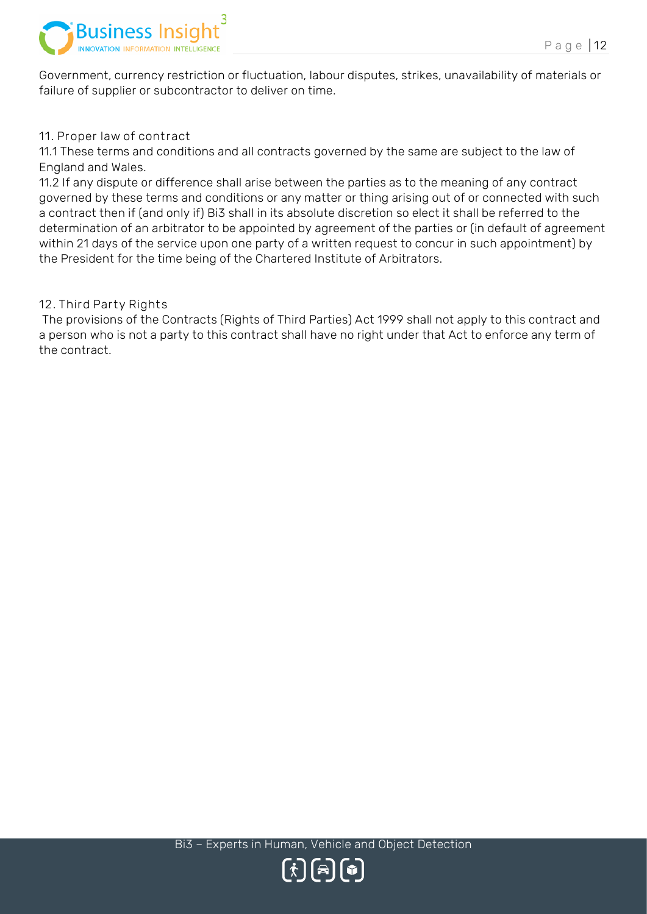Government, currency restriction or fluctuation, labour disputes, strikes, unavailability of materials or failure of supplier or subcontractor to deliver on time.

11. Proper law of contract

11.1 These terms and conditions and all contracts governed by the same are subject to the law of England and Wales.

11.2 If any dispute or difference shall arise between the parties as to the meaning of any contract governed by these terms and conditions or any matter or thing arising out of or connected with such a contract then if (and only if) Bi3 shall in its absolute discretion so elect it shall be referred to the determination of an arbitrator to be appointed by agreement of the parties or (in default of agreement within 21 days of the service upon one party of a written request to concur in such appointment) by the President for the time being of the Chartered Institute of Arbitrators.

12. Third Party Rights

The provisions of the Contracts (Rights of Third Parties) Act 1999 shall not apply to this contract and a person who is not a party to this contract shall have no right under that Act to enforce any term of the contract.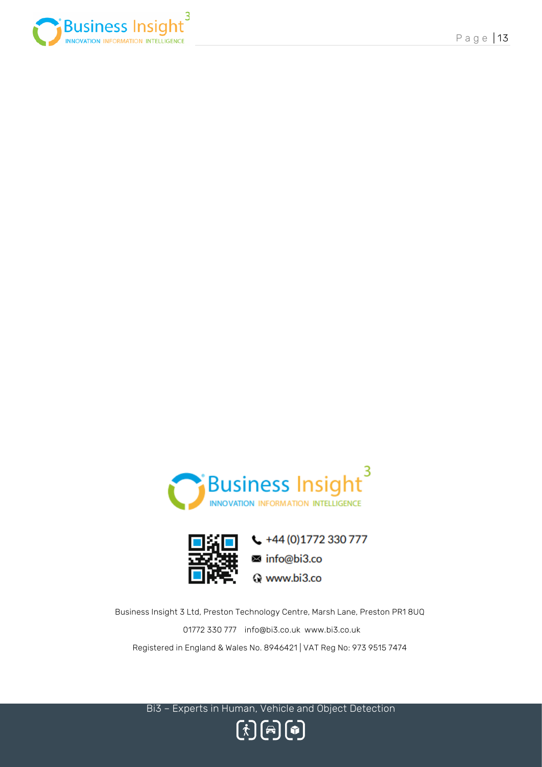Business Insight 3

INNOVATION INFORMATION INTELLIGENCE

+44 (0)1772 330 777

info@bi3.co

www.bi3.co

Business Insight 3 Ltd, Preston Technology Centre, Marsh Lane, Preston PR1 8UQ

01772 330 777 info@bi3.co.uk www.bi3.co.uk

Registered in England & Wales No. 8946421 | VAT Reg No: 973 9515 7474

Bi3 – Experts in Human, Vehicle and Object Detection